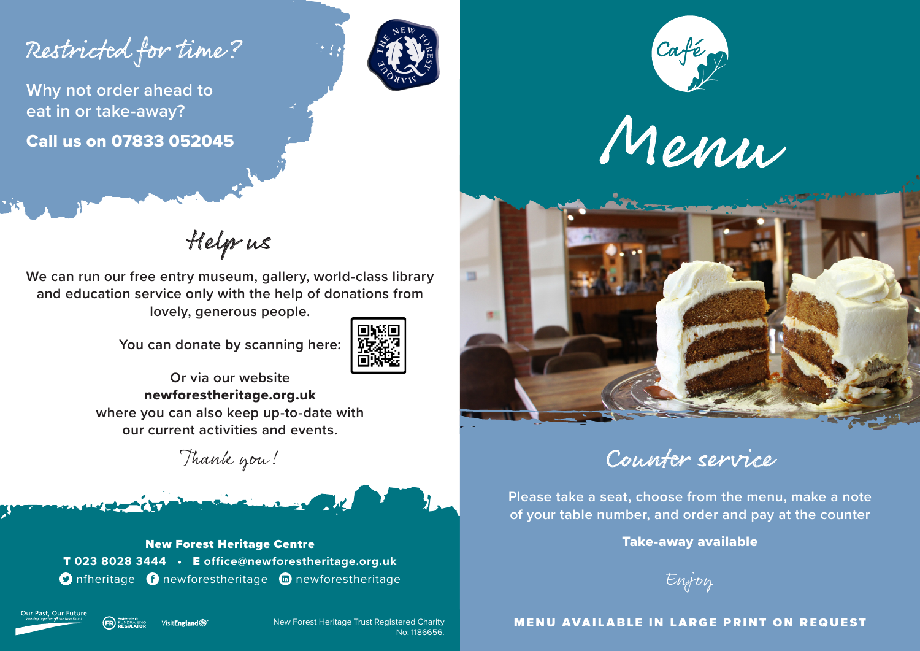## Restricted for time?

Why not order ahead to eat in or take-away?

**Call us on 07833 052045**

THE NEW FOREST MARQUE

## Help us

We can run our free entry museum, gallery, world-class library and education service only with the help of donations from lovely, generous people.

You can donate by scanning here:

Or via our website
**newforestheritage.org.uk**
where you can also keep up-to-date with our current activities and events.

*Thank you!*

**New Forest Heritage Centre**

**T 023 8028 3444 • E office@newforestheritage.org.uk**

nfheritage newforestheritage newforestheritage

Our Past, Our Future — Working together for the New Forest

Registered with FUNDRAISING REGULATOR

VisitEngland

New Forest Heritage Trust Registered Charity No: 1186656.

Café

# Menu

## Counter service

Please take a seat, choose from the menu, make a note of your table number, and order and pay at the counter

**Take-away available**

*Enjoy*

**MENU AVAILABLE IN LARGE PRINT ON REQUEST**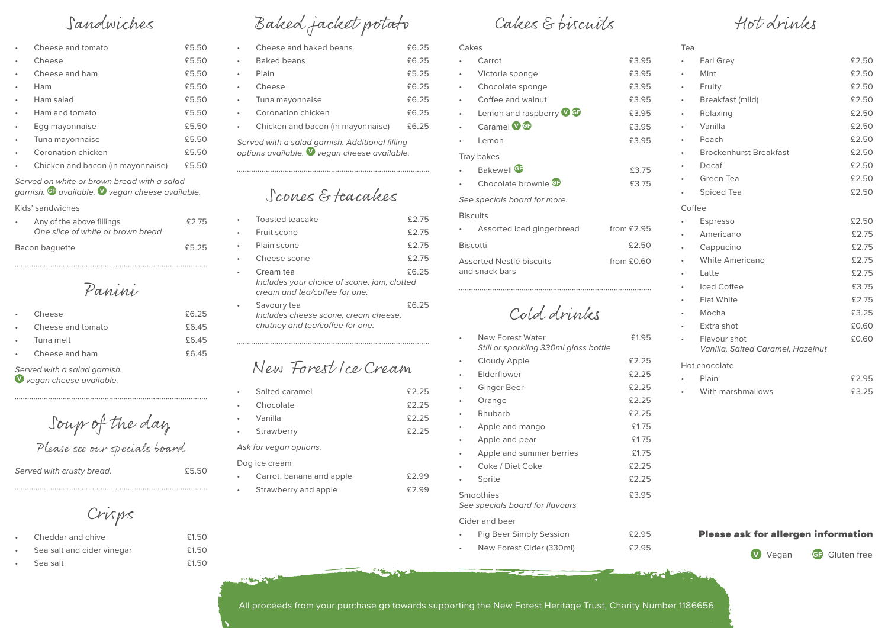## Sandwiches

- Cheese and tomato £5.50
- Cheese £5.50
- Cheese and ham £5.50
- Ham £5.50
- Ham salad £5.50
- Ham and tomato £5.50
- Egg mayonnaise £5.50
- Tuna mayonnaise £5.50
- Coronation chicken £5.50
- Chicken and bacon (in mayonnaise) £5.50

*Served on white or brown bread with a salad garnish. GF available. V vegan cheese available.*

Kids' sandwiches

- Any of the above fillings £2.75
  *One slice of white or brown bread*

Bacon baguette £5.25

## Panini

- Cheese £6.25
- Cheese and tomato £6.45
- Tuna melt £6.45
- Cheese and ham £6.45

*Served with a salad garnish. V vegan cheese available.*

## Soup of the day

Please see our specials board

*Served with crusty bread.* £5.50

## Crisps

- Cheddar and chive £1.50
- Sea salt and cider vinegar £1.50
- Sea salt £1.50

## Baked jacket potato

- Cheese and baked beans £6.25
- Baked beans £6.25
- Plain £5.25
- Cheese £6.25
- Tuna mayonnaise £6.25
- Coronation chicken £6.25
- Chicken and bacon (in mayonnaise) £6.25

*Served with a salad garnish. Additional filling options available. V vegan cheese available.*

## Scones & teacakes

- Toasted teacake £2.75
- Fruit scone £2.75
- Plain scone £2.75
- Cheese scone £2.75
- Cream tea £6.25
  *Includes your choice of scone, jam, clotted cream and tea/coffee for one.*
- Savoury tea £6.25
  *Includes cheese scone, cream cheese, chutney and tea/coffee for one.*

## New Forest Ice Cream

- Salted caramel £2.25
- Chocolate £2.25
- Vanilla £2.25
- Strawberry £2.25

*Ask for vegan options.*

Dog ice cream

- Carrot, banana and apple £2.99
- Strawberry and apple £2.99

## Cakes & biscuits

Cakes

- Carrot £3.95
- Victoria sponge £3.95
- Chocolate sponge £3.95
- Coffee and walnut £3.95
- Lemon and raspberry V GF £3.95
- Caramel V GF £3.95
- Lemon £3.95

Tray bakes

- Bakewell GF £3.75
- Chocolate brownie GF £3.75

*See specials board for more.*

Biscuits

- Assorted iced gingerbread from £2.95

Biscotti £2.50

Assorted Nestlé biscuits and snack bars from £0.60

## Cold drinks

- New Forest Water £1.95
  *Still or sparkling 330ml glass bottle*
- Cloudy Apple £2.25
- Elderflower £2.25
- Ginger Beer £2.25
- Orange £2.25
- Rhubarb £2.25
- Apple and mango £1.75
- Apple and pear £1.75
- Apple and summer berries £1.75
- Coke / Diet Coke £2.25
- Sprite £2.25

Smoothies £3.95
*See specials board for flavours*

Cider and beer

- Pig Beer Simply Session £2.95
- New Forest Cider (330ml) £2.95

## Hot drinks

Tea

- Earl Grey £2.50
- Mint £2.50
- Fruity £2.50
- Breakfast (mild) £2.50
- Relaxing £2.50
- Vanilla £2.50
- Peach £2.50
- Brockenhurst Breakfast £2.50
- Decaf £2.50
- Green Tea £2.50
- Spiced Tea £2.50

Coffee

- Espresso £2.50
- Americano £2.75
- Cappucino £2.75
- White Americano £2.75
- Latte £2.75
- Iced Coffee £3.75
- Flat White £2.75
- Mocha £3.25
- Extra shot £0.60
- Flavour shot £0.60
  *Vanilla, Salted Caramel, Hazelnut*

Hot chocolate

- Plain £2.95
- With marshmallows £3.25

**Please ask for allergen information**

V Vegan GF Gluten free

All proceeds from your purchase go towards supporting the New Forest Heritage Trust, Charity Number 1186656